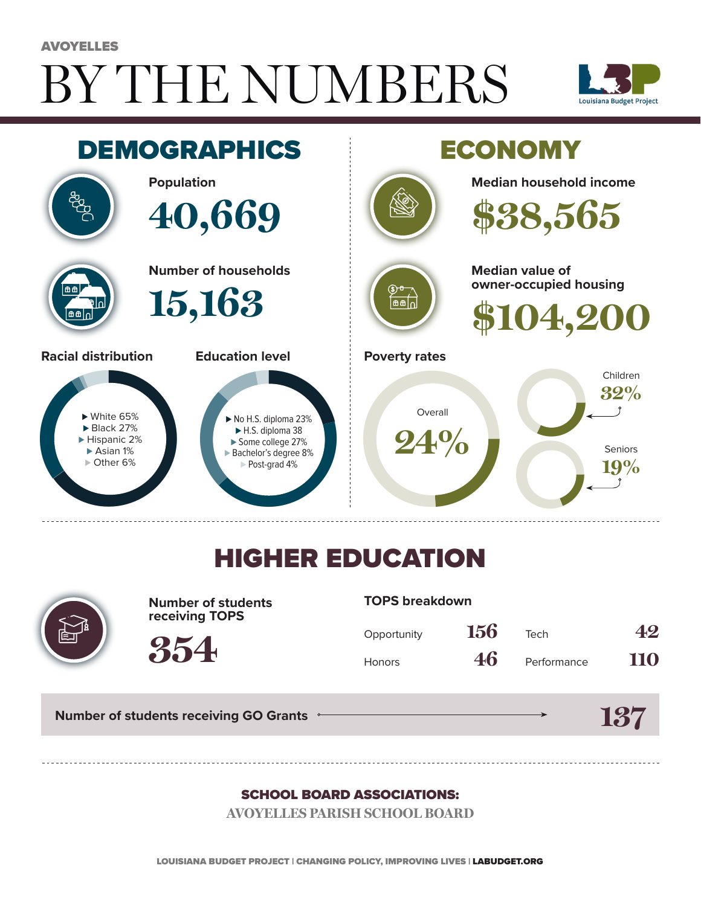AVOYELLES

# BY THE NUMBERS

Louisiana Budget Project

## DEMOGRAPHICS

**Population**

40,669

**Number of households**

15,163

**Racial distribution**

- White 65%
- Black 27%
- Hispanic 2%
- Asian 1%
- Other 6%

**Education level**

- No H.S. diploma 23%
- H.S. diploma 38
- Some college 27%
- Bachelor's degree 8%
- Post-grad 4%

## ECONOMY

**Median household income**

$38,565

**Median value of owner-occupied housing**

$104,200

**Poverty rates**

- Overall 24%
- Children 32%
- Seniors 19%

## HIGHER EDUCATION

**Number of students receiving TOPS**

354

**TOPS breakdown**

| | | | |
|---|---|---|---|
| Opportunity | 156 | Tech | 42 |
| Honors | 46 | Performance | 110 |

**Number of students receiving GO Grants** → 137

**SCHOOL BOARD ASSOCIATIONS:**

AVOYELLES PARISH SCHOOL BOARD

LOUISIANA BUDGET PROJECT | CHANGING POLICY, IMPROVING LIVES | LABUDGET.ORG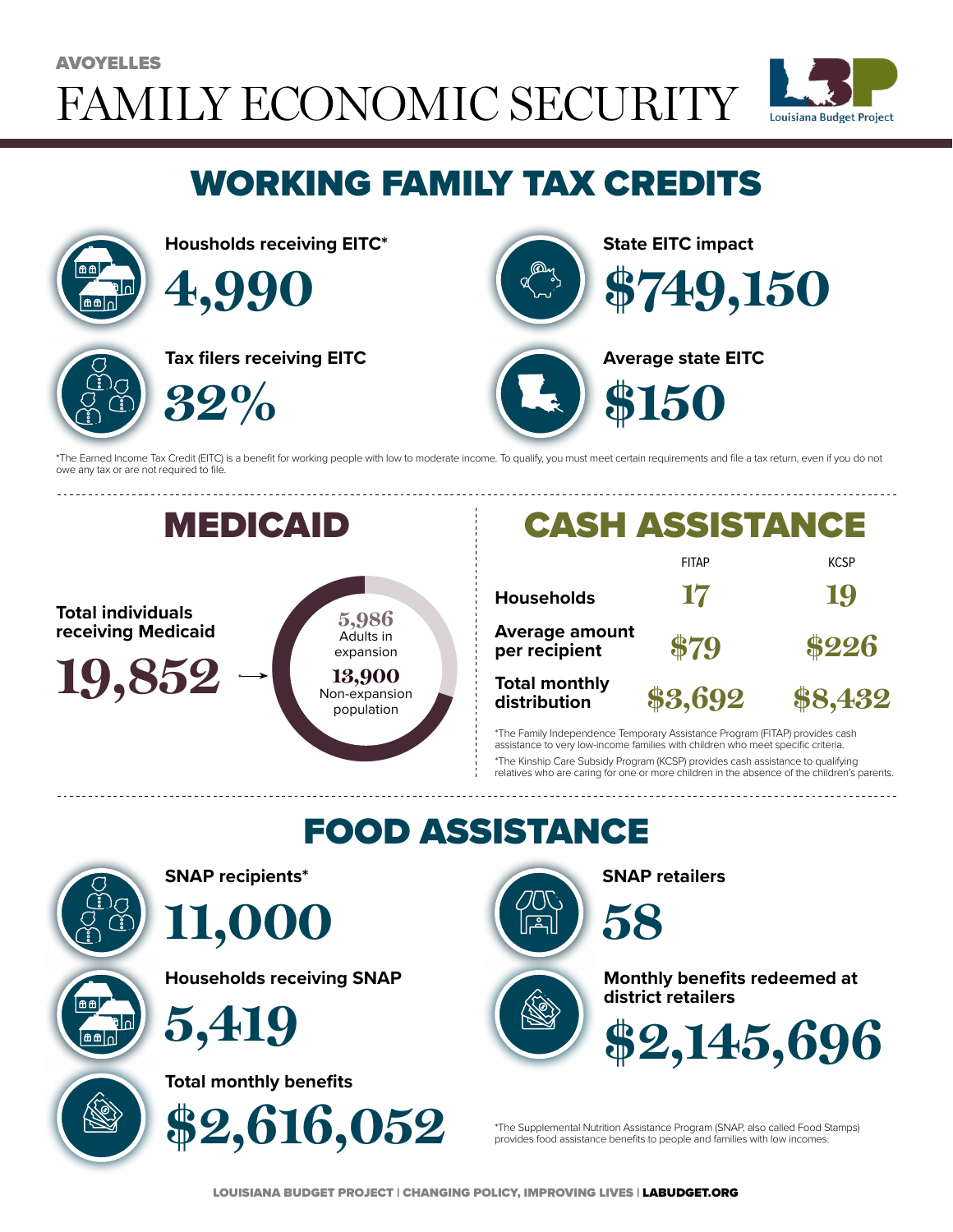AVOYELLES

# FAMILY ECONOMIC SECURITY

Louisiana Budget Project

## WORKING FAMILY TAX CREDITS

**Households receiving EITC***

**4,990**

**Tax filers receiving EITC**

**32%**

**State EITC impact**

**$749,150**

**Average state EITC**

**$150**

*The Earned Income Tax Credit (EITC) is a benefit for working people with low to moderate income. To qualify, you must meet certain requirements and file a tax return, even if you do not owe any tax or are not required to file.

## MEDICAID

**Total individuals receiving Medicaid**

**19,852**

5,986
Adults in expansion

13,900
Non-expansion population

## CASH ASSISTANCE

| | FITAP | KCSP |
|---|---|---|
| **Households** | 17 | 19 |
| **Average amount per recipient** | $79 | $226 |
| **Total monthly distribution** | $3,692 | $8,432 |

*The Family Independence Temporary Assistance Program (FITAP) provides cash assistance to very low-income families with children who meet specific criteria.

*The Kinship Care Subsidy Program (KCSP) provides cash assistance to qualifying relatives who are caring for one or more children in the absence of the children's parents.

## FOOD ASSISTANCE

**SNAP recipients***

**11,000**

**Households receiving SNAP**

**5,419**

**Total monthly benefits**

**$2,616,052**

**SNAP retailers**

**58**

**Monthly benefits redeemed at district retailers**

**$2,145,696**

*The Supplemental Nutrition Assistance Program (SNAP, also called Food Stamps) provides food assistance benefits to people and families with low incomes.

LOUISIANA BUDGET PROJECT | CHANGING POLICY, IMPROVING LIVES | LABUDGET.ORG